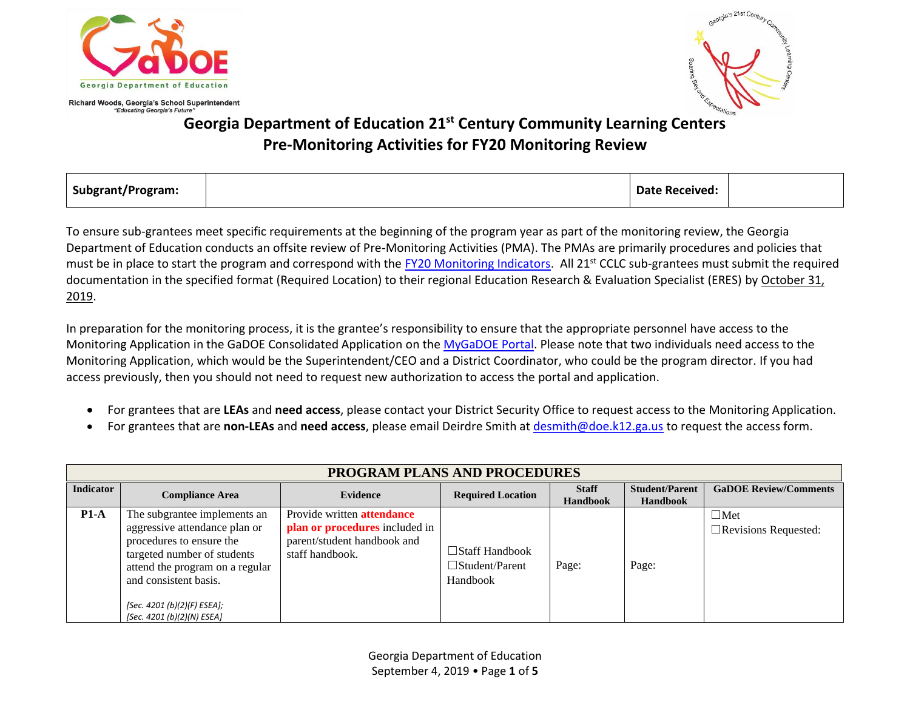Richard Woods, Georgia's School Superintendent
*"Educating Georgia's Future"*

# Georgia Department of Education 21st Century Community Learning Centers
## Pre-Monitoring Activities for FY20 Monitoring Review

| **Subgrant/Program:** | | **Date Received:** | |
|---|---|---|---|

To ensure sub-grantees meet specific requirements at the beginning of the program year as part of the monitoring review, the Georgia Department of Education conducts an offsite review of Pre-Monitoring Activities (PMA). The PMAs are primarily procedures and policies that must be in place to start the program and correspond with the FY20 Monitoring Indicators. All 21st CCLC sub-grantees must submit the required documentation in the specified format (Required Location) to their regional Education Research & Evaluation Specialist (ERES) by October 31, 2019.

In preparation for the monitoring process, it is the grantee's responsibility to ensure that the appropriate personnel have access to the Monitoring Application in the GaDOE Consolidated Application on the MyGaDOE Portal. Please note that two individuals need access to the Monitoring Application, which would be the Superintendent/CEO and a District Coordinator, who could be the program director. If you had access previously, then you should not need to request new authorization to access the portal and application.

- For grantees that are **LEAs** and **need access**, please contact your District Security Office to request access to the Monitoring Application.
- For grantees that are **non-LEAs** and **need access**, please email Deirdre Smith at desmith@doe.k12.ga.us to request the access form.

| **PROGRAM PLANS AND PROCEDURES** | | | | | | |
|---|---|---|---|---|---|---|
| **Indicator** | **Compliance Area** | **Evidence** | **Required Location** | **Staff Handbook** | **Student/Parent Handbook** | **GaDOE Review/Comments** |
| **P1-A** | The subgrantee implements an aggressive attendance plan or procedures to ensure the targeted number of students attend the program on a regular and consistent basis.<br><br>*[Sec. 4201 (b)(2)(F) ESEA];*<br>*[Sec. 4201 (b)(2)(N) ESEA]* | Provide written **attendance plan or procedures** included in parent/student handbook and staff handbook. | ☐Staff Handbook<br>☐Student/Parent Handbook | Page: | Page: | ☐Met<br>☐Revisions Requested: |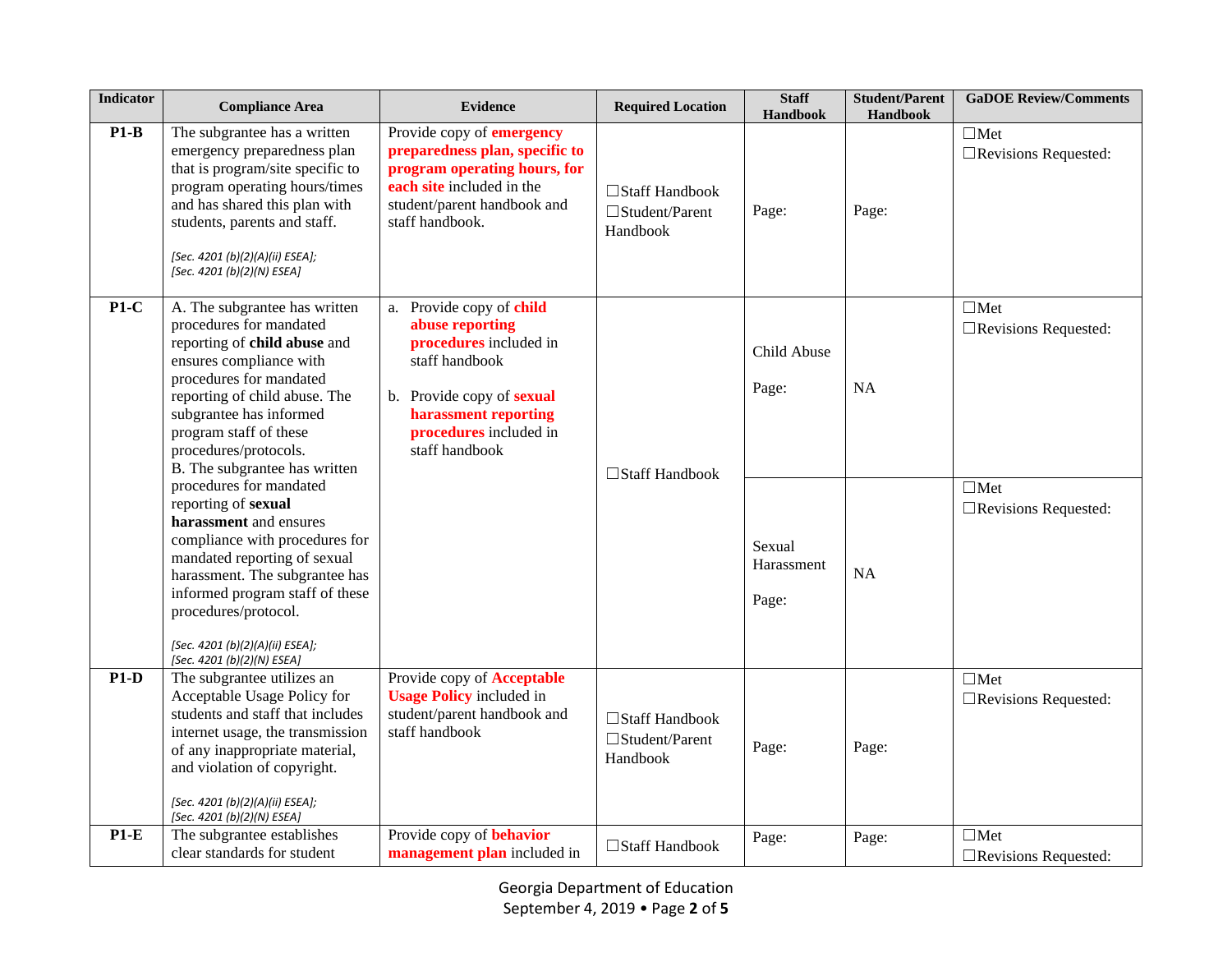| Indicator | Compliance Area | Evidence | Required Location | Staff Handbook | Student/Parent Handbook | GaDOE Review/Comments |
|---|---|---|---|---|---|---|
| **P1-B** | The subgrantee has a written emergency preparedness plan that is program/site specific to program operating hours/times and has shared this plan with students, parents and staff. *[Sec. 4201 (b)(2)(A)(ii) ESEA]; [Sec. 4201 (b)(2)(N) ESEA]* | Provide copy of **emergency preparedness plan, specific to program operating hours, for each site** included in the student/parent handbook and staff handbook. | ☐Staff Handbook ☐Student/Parent Handbook | Page: | Page: | ☐Met ☐Revisions Requested: |
| **P1-C** | A. The subgrantee has written procedures for mandated reporting of **child abuse** and ensures compliance with procedures for mandated reporting of child abuse. The subgrantee has informed program staff of these procedures/protocols. B. The subgrantee has written procedures for mandated reporting of **sexual harassment** and ensures compliance with procedures for mandated reporting of sexual harassment. The subgrantee has informed program staff of these procedures/protocol. *[Sec. 4201 (b)(2)(A)(ii) ESEA]; [Sec. 4201 (b)(2)(N) ESEA]* | a. Provide copy of **child abuse reporting procedures** included in staff handbook b. Provide copy of **sexual harassment reporting procedures** included in staff handbook | ☐Staff Handbook | Child Abuse Page: | NA | ☐Met ☐Revisions Requested: |
| | | | | Sexual Harassment Page: | NA | ☐Met ☐Revisions Requested: |
| **P1-D** | The subgrantee utilizes an Acceptable Usage Policy for students and staff that includes internet usage, the transmission of any inappropriate material, and violation of copyright. *[Sec. 4201 (b)(2)(A)(ii) ESEA]; [Sec. 4201 (b)(2)(N) ESEA]* | Provide copy of **Acceptable Usage Policy** included in student/parent handbook and staff handbook | ☐Staff Handbook ☐Student/Parent Handbook | Page: | Page: | ☐Met ☐Revisions Requested: |
| **P1-E** | The subgrantee establishes clear standards for student | Provide copy of **behavior management plan** included in | ☐Staff Handbook | Page: | Page: | ☐Met ☐Revisions Requested: |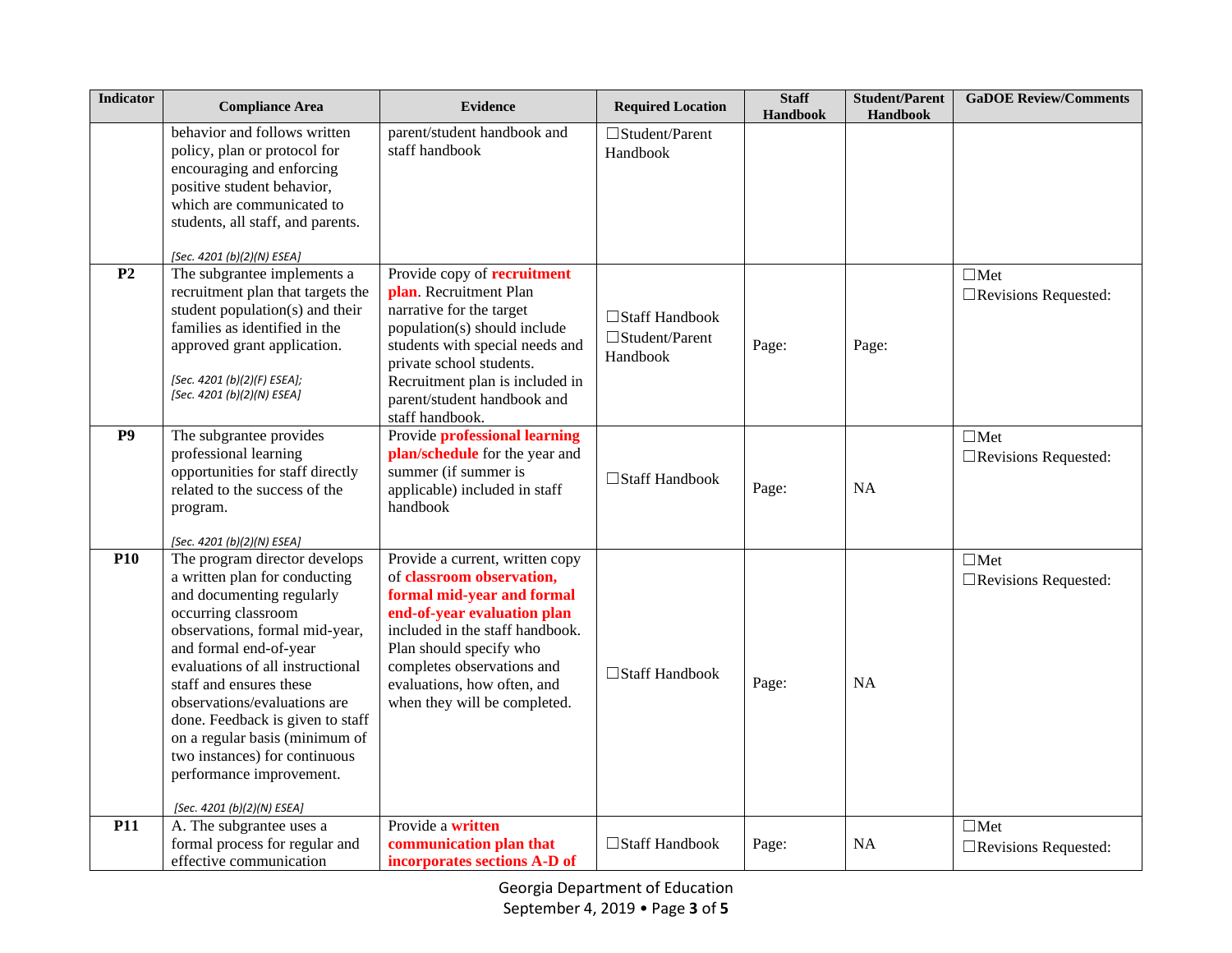| Indicator | Compliance Area | Evidence | Required Location | Staff Handbook | Student/Parent Handbook | GaDOE Review/Comments |
|---|---|---|---|---|---|---|
| | behavior and follows written policy, plan or protocol for encouraging and enforcing positive student behavior, which are communicated to students, all staff, and parents. *[Sec. 4201 (b)(2)(N) ESEA]* | parent/student handbook and staff handbook | ☐Student/Parent Handbook | | | |
| **P2** | The subgrantee implements a recruitment plan that targets the student population(s) and their families as identified in the approved grant application. *[Sec. 4201 (b)(2)(F) ESEA]; [Sec. 4201 (b)(2)(N) ESEA]* | Provide copy of **recruitment plan**. Recruitment Plan narrative for the target population(s) should include students with special needs and private school students. Recruitment plan is included in parent/student handbook and staff handbook. | ☐Staff Handbook ☐Student/Parent Handbook | Page: | Page: | ☐Met ☐Revisions Requested: |
| **P9** | The subgrantee provides professional learning opportunities for staff directly related to the success of the program. *[Sec. 4201 (b)(2)(N) ESEA]* | Provide **professional learning plan/schedule** for the year and summer (if summer is applicable) included in staff handbook | ☐Staff Handbook | Page: | NA | ☐Met ☐Revisions Requested: |
| **P10** | The program director develops a written plan for conducting and documenting regularly occurring classroom observations, formal mid-year, and formal end-of-year evaluations of all instructional staff and ensures these observations/evaluations are done. Feedback is given to staff on a regular basis (minimum of two instances) for continuous performance improvement. *[Sec. 4201 (b)(2)(N) ESEA]* | Provide a current, written copy of **classroom observation, formal mid-year and formal end-of-year evaluation plan** included in the staff handbook. Plan should specify who completes observations and evaluations, how often, and when they will be completed. | ☐Staff Handbook | Page: | NA | ☐Met ☐Revisions Requested: |
| **P11** | A. The subgrantee uses a formal process for regular and effective communication | Provide a **written communication plan that incorporates sections A-D of** | ☐Staff Handbook | Page: | NA | ☐Met ☐Revisions Requested: |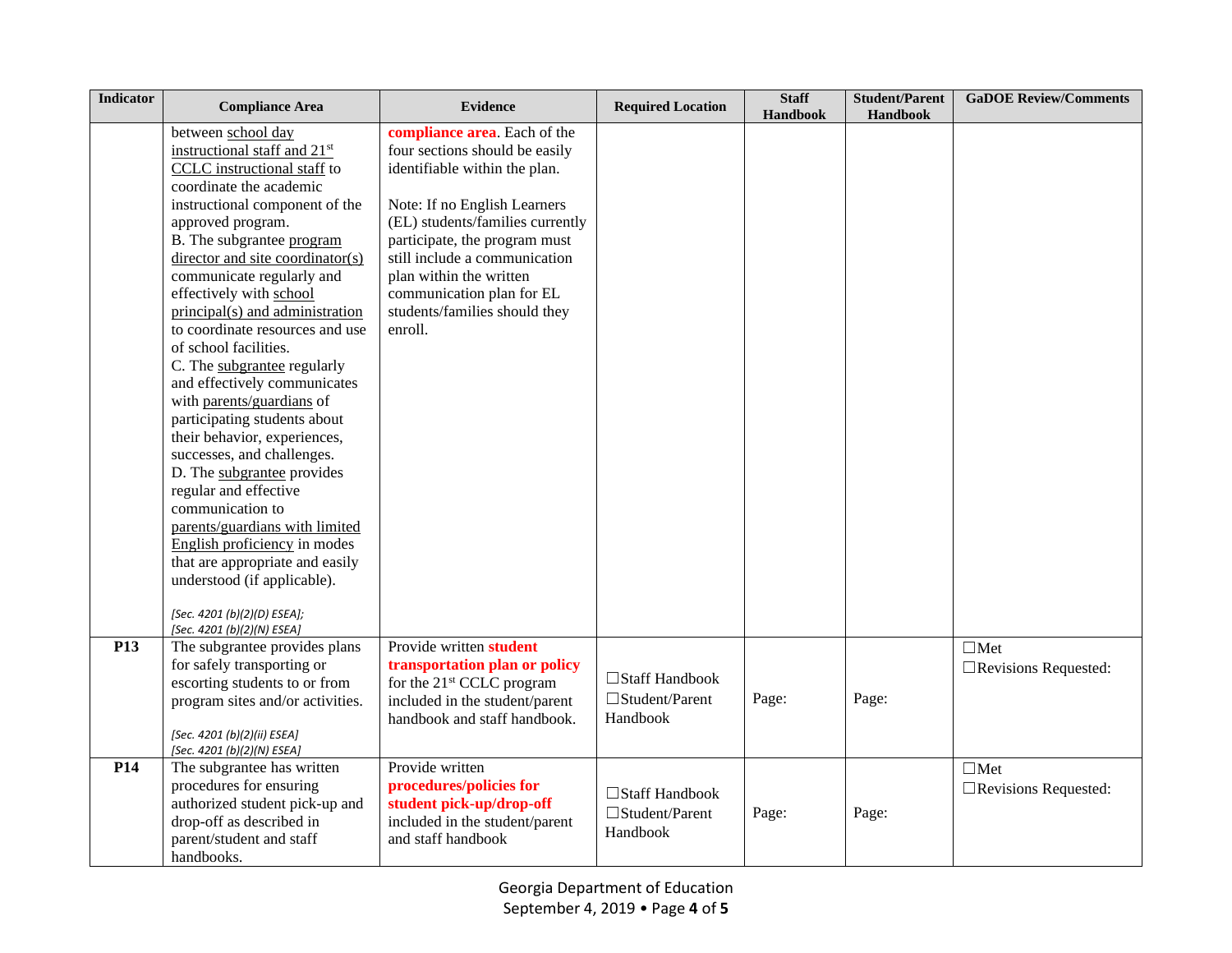| Indicator | Compliance Area | Evidence | Required Location | Staff Handbook | Student/Parent Handbook | GaDOE Review/Comments |
|---|---|---|---|---|---|---|
| | between school day instructional staff and 21st CCLC instructional staff to coordinate the academic instructional component of the approved program.<br>B. The subgrantee program director and site coordinator(s) communicate regularly and effectively with school principal(s) and administration to coordinate resources and use of school facilities.<br>C. The subgrantee regularly and effectively communicates with parents/guardians of participating students about their behavior, experiences, successes, and challenges.<br>D. The subgrantee provides regular and effective communication to parents/guardians with limited English proficiency in modes that are appropriate and easily understood (if applicable).<br><br>*[Sec. 4201 (b)(2)(D) ESEA];*<br>*[Sec. 4201 (b)(2)(N) ESEA]* | **compliance area**. Each of the four sections should be easily identifiable within the plan.<br><br>Note: If no English Learners (EL) students/families currently participate, the program must still include a communication plan within the written communication plan for EL students/families should they enroll. | | | | |
| **P13** | The subgrantee provides plans for safely transporting or escorting students to or from program sites and/or activities.<br><br>*[Sec. 4201 (b)(2)(ii) ESEA]*<br>*[Sec. 4201 (b)(2)(N) ESEA]* | Provide written **student transportation plan or policy** for the 21st CCLC program included in the student/parent handbook and staff handbook. | ☐Staff Handbook<br>☐Student/Parent Handbook | Page: | Page: | ☐Met<br>☐Revisions Requested: |
| **P14** | The subgrantee has written procedures for ensuring authorized student pick-up and drop-off as described in parent/student and staff handbooks. | Provide written **procedures/policies for student pick-up/drop-off** included in the student/parent and staff handbook | ☐Staff Handbook<br>☐Student/Parent Handbook | Page: | Page: | ☐Met<br>☐Revisions Requested: |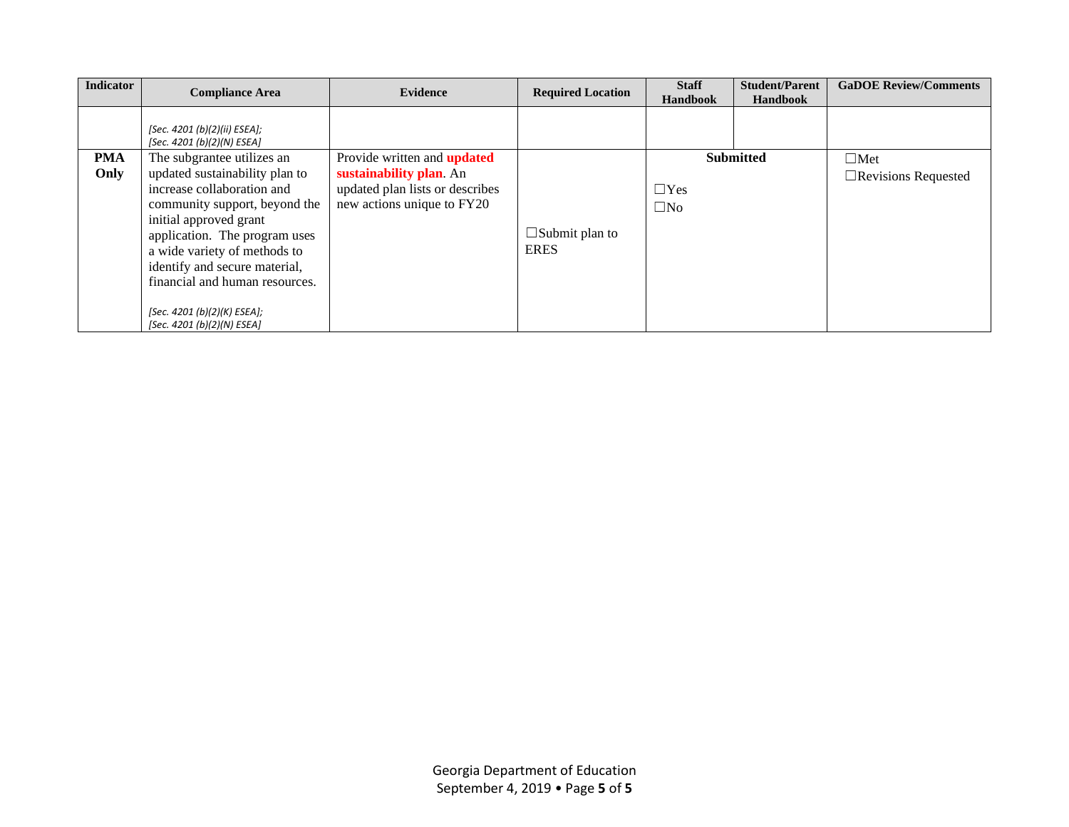| Indicator | Compliance Area | Evidence | Required Location | Staff Handbook | Student/Parent Handbook | GaDOE Review/Comments |
|---|---|---|---|---|---|---|
| | *[Sec. 4201 (b)(2)(ii) ESEA]; [Sec. 4201 (b)(2)(N) ESEA]* | | | | | |
| **PMA Only** | The subgrantee utilizes an updated sustainability plan to increase collaboration and community support, beyond the initial approved grant application. The program uses a wide variety of methods to identify and secure material, financial and human resources. *[Sec. 4201 (b)(2)(K) ESEA]; [Sec. 4201 (b)(2)(N) ESEA]* | Provide written and **updated sustainability plan**. An updated plan lists or describes new actions unique to FY20 | ☐Submit plan to ERES | **Submitted** ☐Yes ☐No | | ☐Met ☐Revisions Requested |